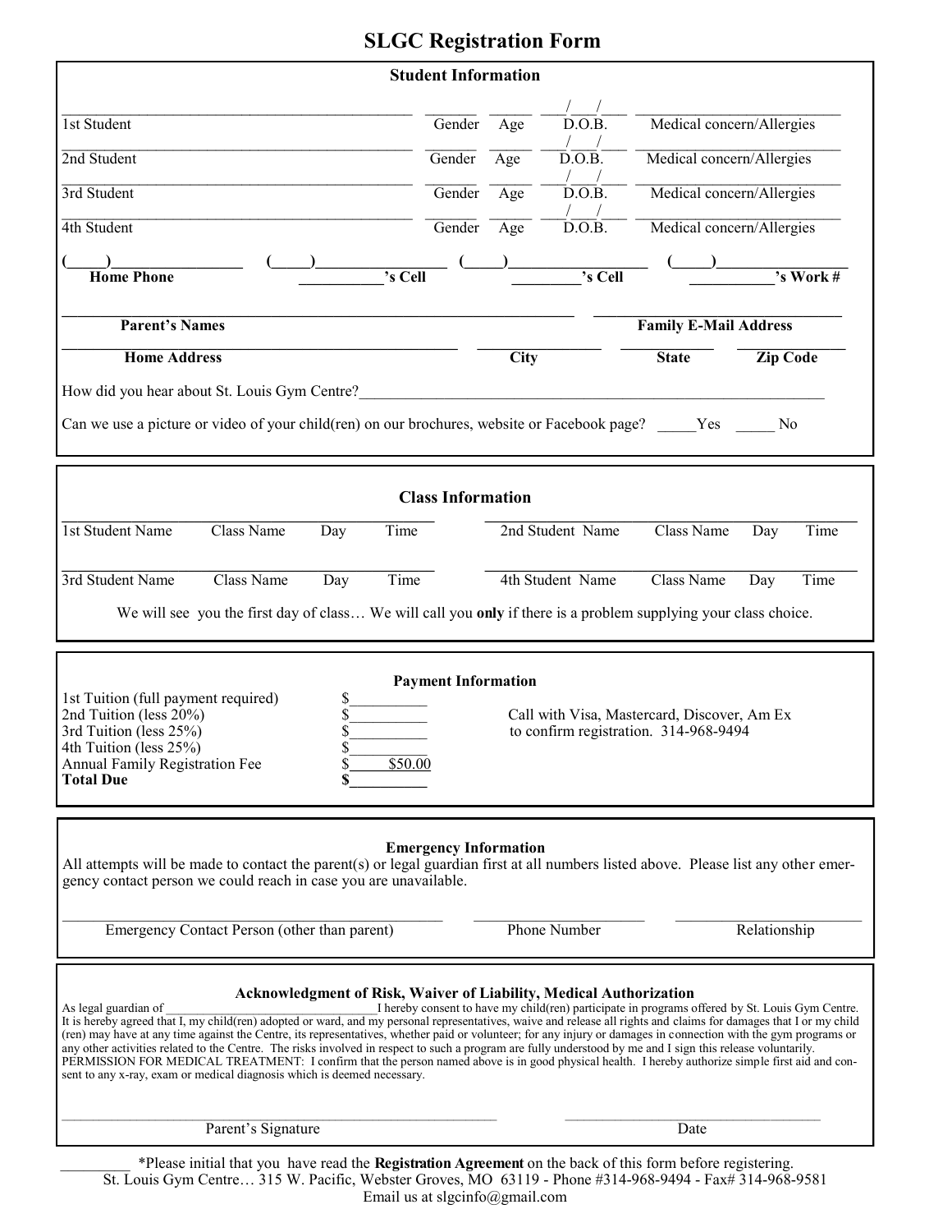# SLGC Registration Form

## Student Information

| | | | | |
|---|---|---|---|---|
| 1st Student | Gender | Age | D.O.B. / / | Medical concern/Allergies |
| 2nd Student | Gender | Age | D.O.B. / / | Medical concern/Allergies |
| 3rd Student | Gender | Age | D.O.B. / / | Medical concern/Allergies |
| 4th Student | Gender | Age | D.O.B. / / | Medical concern/Allergies |

(____)________________ (____)________________ (____)________________ (____)________________

**Home Phone** ___________**'s Cell** _________**'s Cell** ___________**'s Work #**

**Parent's Names** **Family E-Mail Address**

**Home Address** **City** **State** **Zip Code**

How did you hear about St. Louis Gym Centre?______________________________________________________________

Can we use a picture or video of your child(ren) on our brochures, website or Facebook page? _____Yes _____ No

## Class Information

| | | | | | | | |
|---|---|---|---|---|---|---|---|
| 1st Student Name | Class Name | Day | Time | 2nd Student Name | Class Name | Day | Time |
| 3rd Student Name | Class Name | Day | Time | 4th Student Name | Class Name | Day | Time |

We will see you the first day of class… We will call you **only** if there is a problem supplying your class choice.

## Payment Information

| | |
|---|---|
| 1st Tuition (full payment required) | $__________ |
| 2nd Tuition (less 20%) | $__________ |
| 3rd Tuition (less 25%) | $__________ |
| 4th Tuition (less 25%) | $__________ |
| Annual Family Registration Fee | $ $50.00 |
| **Total Due** | **$__________** |

Call with Visa, Mastercard, Discover, Am Ex to confirm registration. 314-968-9494

## Emergency Information

All attempts will be made to contact the parent(s) or legal guardian first at all numbers listed above. Please list any other emergency contact person we could reach in case you are unavailable.

Emergency Contact Person (other than parent) Phone Number Relationship

## Acknowledgment of Risk, Waiver of Liability, Medical Authorization

As legal guardian of_________________________________I hereby consent to have my child(ren) participate in programs offered by St. Louis Gym Centre. It is hereby agreed that I, my child(ren) adopted or ward, and my personal representatives, waive and release all rights and claims for damages that I or my child (ren) may have at any time against the Centre, its representatives, whether paid or volunteer; for any injury or damages in connection with the gym programs or any other activities related to the Centre. The risks involved in respect to such a program are fully understood by me and I sign this release voluntarily. PERMISSION FOR MEDICAL TREATMENT: I confirm that the person named above is in good physical health. I hereby authorize simple first aid and consent to any x-ray, exam or medical diagnosis which is deemed necessary.

Parent's Signature Date

_________ *Please initial that you have read the **Registration Agreement** on the back of this form before registering.

St. Louis Gym Centre… 315 W. Pacific, Webster Groves, MO 63119 - Phone #314-968-9494 - Fax# 314-968-9581

Email us at slgcinfo@gmail.com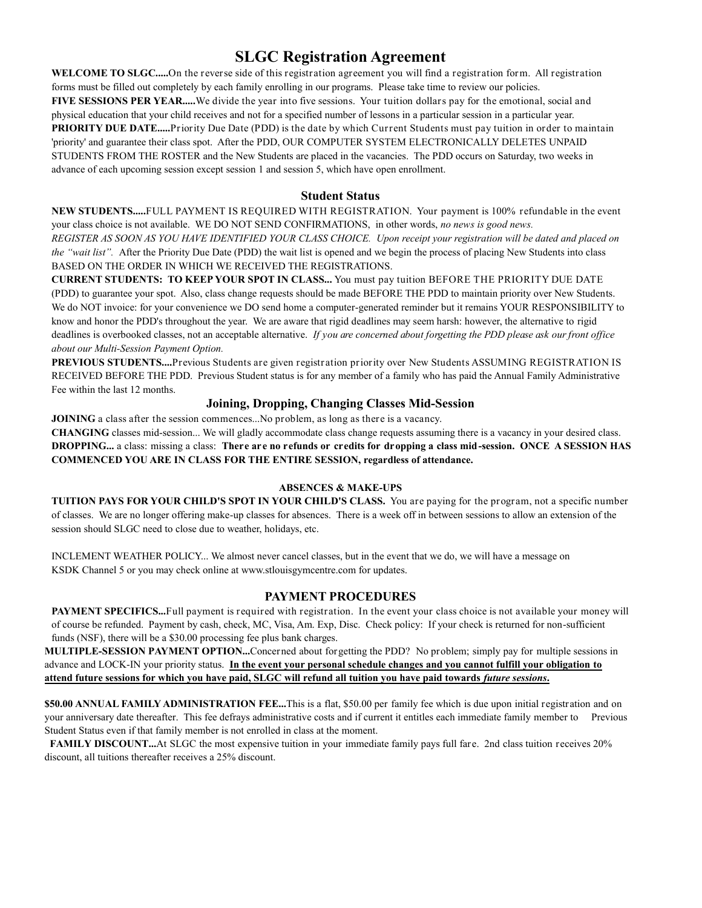# SLGC Registration Agreement

**WELCOME TO SLGC.....**On the reverse side of this registration agreement you will find a registration form. All registration forms must be filled out completely by each family enrolling in our programs. Please take time to review our policies.

**FIVE SESSIONS PER YEAR.....**We divide the year into five sessions. Your tuition dollars pay for the emotional, social and physical education that your child receives and not for a specified number of lessons in a particular session in a particular year.

**PRIORITY DUE DATE.....**Priority Due Date (PDD) is the date by which Current Students must pay tuition in order to maintain 'priority' and guarantee their class spot. After the PDD, OUR COMPUTER SYSTEM ELECTRONICALLY DELETES UNPAID STUDENTS FROM THE ROSTER and the New Students are placed in the vacancies. The PDD occurs on Saturday, two weeks in advance of each upcoming session except session 1 and session 5, which have open enrollment.

## Student Status

**NEW STUDENTS.....**FULL PAYMENT IS REQUIRED WITH REGISTRATION. Your payment is 100% refundable in the event your class choice is not available. WE DO NOT SEND CONFIRMATIONS, in other words, *no news is good news.*

*REGISTER AS SOON AS YOU HAVE IDENTIFIED YOUR CLASS CHOICE. Upon receipt your registration will be dated and placed on the "wait list".* After the Priority Due Date (PDD) the wait list is opened and we begin the process of placing New Students into class BASED ON THE ORDER IN WHICH WE RECEIVED THE REGISTRATIONS.

**CURRENT STUDENTS: TO KEEP YOUR SPOT IN CLASS...** You must pay tuition BEFORE THE PRIORITY DUE DATE (PDD) to guarantee your spot. Also, class change requests should be made BEFORE THE PDD to maintain priority over New Students. We do NOT invoice: for your convenience we DO send home a computer-generated reminder but it remains YOUR RESPONSIBILITY to know and honor the PDD's throughout the year. We are aware that rigid deadlines may seem harsh: however, the alternative to rigid deadlines is overbooked classes, not an acceptable alternative. *If you are concerned about forgetting the PDD please ask our front office about our Multi-Session Payment Option.*

**PREVIOUS STUDENTS....**Previous Students are given registration priority over New Students ASSUMING REGISTRATION IS RECEIVED BEFORE THE PDD. Previous Student status is for any member of a family who has paid the Annual Family Administrative Fee within the last 12 months.

## Joining, Dropping, Changing Classes Mid-Session

**JOINING** a class after the session commences...No problem, as long as there is a vacancy.

**CHANGING** classes mid-session... We will gladly accommodate class change requests assuming there is a vacancy in your desired class.

**DROPPING...** a class: missing a class: **There are no refunds or credits for dropping a class mid-session. ONCE A SESSION HAS COMMENCED YOU ARE IN CLASS FOR THE ENTIRE SESSION, regardless of attendance.**

### ABSENCES & MAKE-UPS

**TUITION PAYS FOR YOUR CHILD'S SPOT IN YOUR CHILD'S CLASS.** You are paying for the program, not a specific number of classes. We are no longer offering make-up classes for absences. There is a week off in between sessions to allow an extension of the session should SLGC need to close due to weather, holidays, etc.

INCLEMENT WEATHER POLICY... We almost never cancel classes, but in the event that we do, we will have a message on KSDK Channel 5 or you may check online at www.stlouisgymcentre.com for updates.

## PAYMENT PROCEDURES

**PAYMENT SPECIFICS...**Full payment is required with registration. In the event your class choice is not available your money will of course be refunded. Payment by cash, check, MC, Visa, Am. Exp, Disc. Check policy: If your check is returned for non-sufficient funds (NSF), there will be a $30.00 processing fee plus bank charges.

**MULTIPLE-SESSION PAYMENT OPTION...**Concerned about forgetting the PDD? No problem; simply pay for multiple sessions in advance and LOCK-IN your priority status. **In the event your personal schedule changes and you cannot fulfill your obligation to attend future sessions for which you have paid, SLGC will refund all tuition you have paid towards *future sessions*.**

**$50.00 ANNUAL FAMILY ADMINISTRATION FEE...**This is a flat, $50.00 per family fee which is due upon initial registration and on your anniversary date thereafter. This fee defrays administrative costs and if current it entitles each immediate family member to Previous Student Status even if that family member is not enrolled in class at the moment.

**FAMILY DISCOUNT...**At SLGC the most expensive tuition in your immediate family pays full fare. 2nd class tuition receives 20% discount, all tuitions thereafter receives a 25% discount.